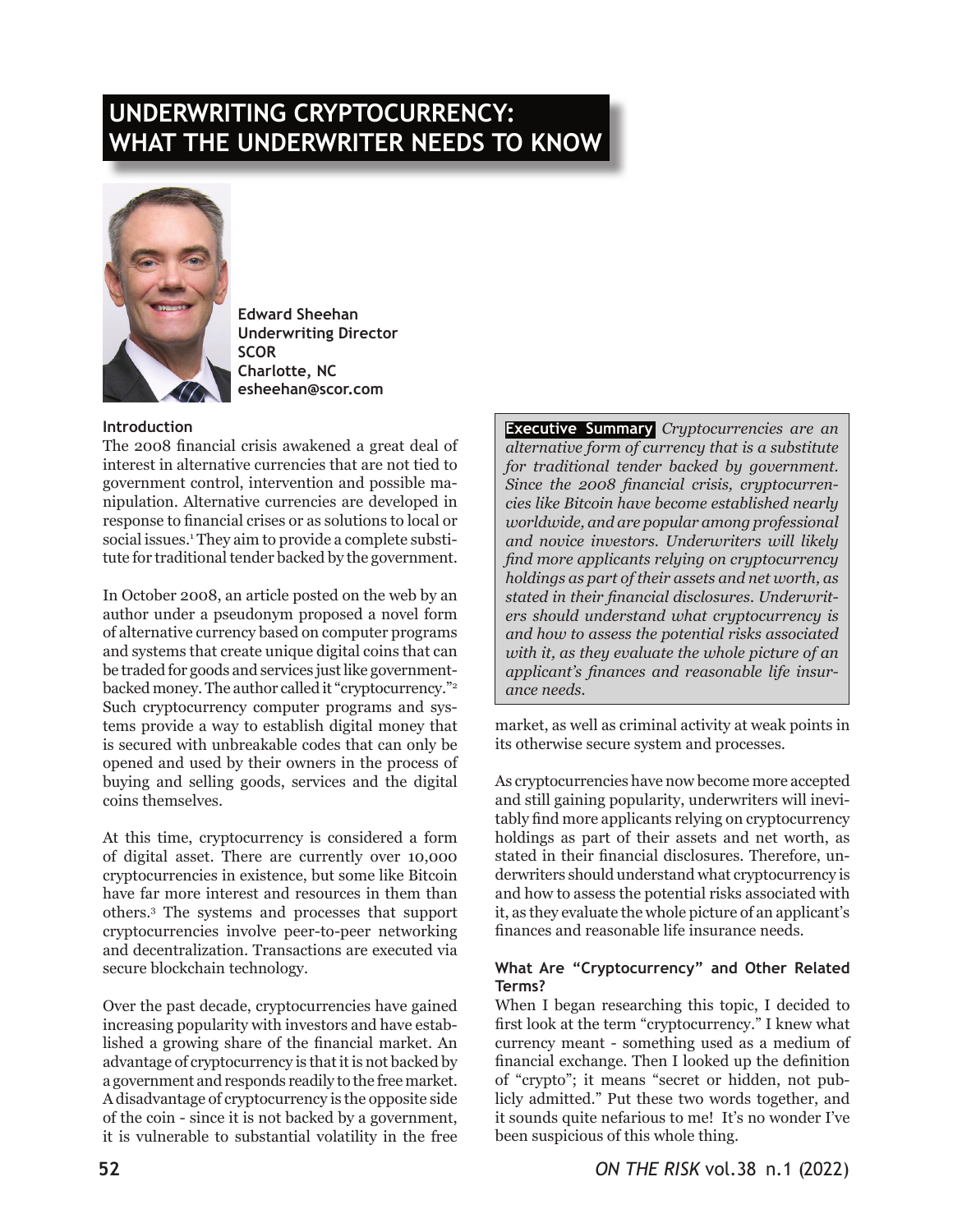# UNDERWRITING CRYPTOCURRENCY: WHAT THE UNDERWRITER NEEDS TO KNOW

**Edward Sheehan**
**Underwriting Director**
**SCOR**
**Charlotte, NC**
**esheehan@scor.com**

**Executive Summary** *Cryptocurrencies are an alternative form of currency that is a substitute for traditional tender backed by government. Since the 2008 financial crisis, cryptocurrencies like Bitcoin have become established nearly worldwide, and are popular among professional and novice investors. Underwriters will likely find more applicants relying on cryptocurrency holdings as part of their assets and net worth, as stated in their financial disclosures. Underwriters should understand what cryptocurrency is and how to assess the potential risks associated with it, as they evaluate the whole picture of an applicant's finances and reasonable life insurance needs.*

#### Introduction

The 2008 financial crisis awakened a great deal of interest in alternative currencies that are not tied to government control, intervention and possible manipulation. Alternative currencies are developed in response to financial crises or as solutions to local or social issues.[1] They aim to provide a complete substitute for traditional tender backed by the government.

In October 2008, an article posted on the web by an author under a pseudonym proposed a novel form of alternative currency based on computer programs and systems that create unique digital coins that can be traded for goods and services just like government-backed money. The author called it "cryptocurrency."[2] Such cryptocurrency computer programs and systems provide a way to establish digital money that is secured with unbreakable codes that can only be opened and used by their owners in the process of buying and selling goods, services and the digital coins themselves.

At this time, cryptocurrency is considered a form of digital asset. There are currently over 10,000 cryptocurrencies in existence, but some like Bitcoin have far more interest and resources in them than others.[3] The systems and processes that support cryptocurrencies involve peer-to-peer networking and decentralization. Transactions are executed via secure blockchain technology.

Over the past decade, cryptocurrencies have gained increasing popularity with investors and have established a growing share of the financial market. An advantage of cryptocurrency is that it is not backed by a government and responds readily to the free market. A disadvantage of cryptocurrency is the opposite side of the coin - since it is not backed by a government, it is vulnerable to substantial volatility in the free market, as well as criminal activity at weak points in its otherwise secure system and processes.

As cryptocurrencies have now become more accepted and still gaining popularity, underwriters will inevitably find more applicants relying on cryptocurrency holdings as part of their assets and net worth, as stated in their financial disclosures. Therefore, underwriters should understand what cryptocurrency is and how to assess the potential risks associated with it, as they evaluate the whole picture of an applicant's finances and reasonable life insurance needs.

#### What Are "Cryptocurrency" and Other Related Terms?

When I began researching this topic, I decided to first look at the term "cryptocurrency." I knew what currency meant - something used as a medium of financial exchange. Then I looked up the definition of "crypto"; it means "secret or hidden, not publicly admitted." Put these two words together, and it sounds quite nefarious to me! It's no wonder I've been suspicious of this whole thing.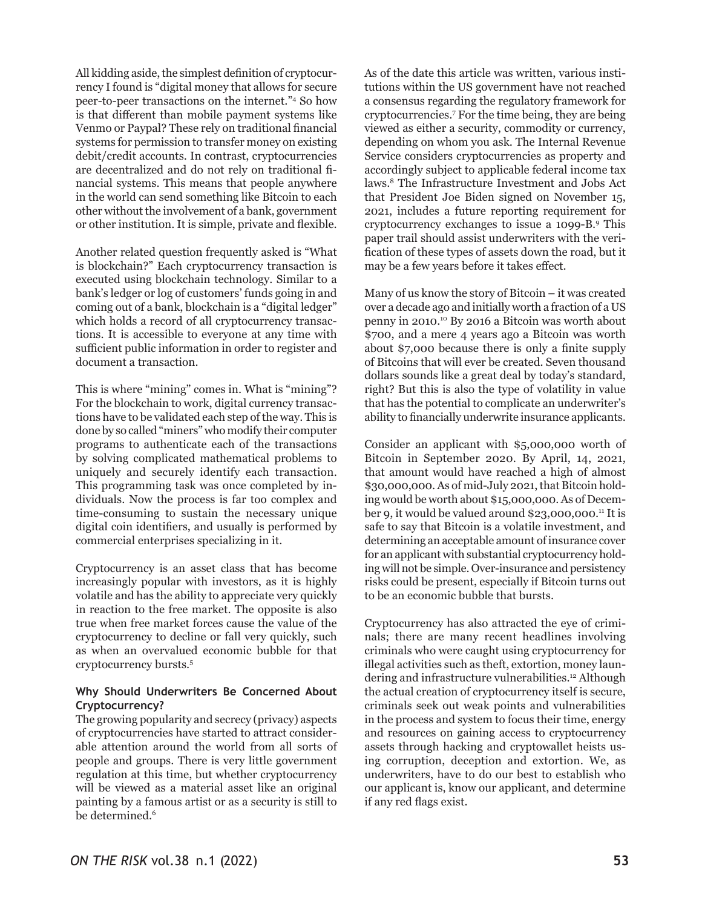All kidding aside, the simplest definition of cryptocurrency I found is "digital money that allows for secure peer-to-peer transactions on the internet."[4] So how is that different than mobile payment systems like Venmo or Paypal? These rely on traditional financial systems for permission to transfer money on existing debit/credit accounts. In contrast, cryptocurrencies are decentralized and do not rely on traditional financial systems. This means that people anywhere in the world can send something like Bitcoin to each other without the involvement of a bank, government or other institution. It is simple, private and flexible.

Another related question frequently asked is "What is blockchain?" Each cryptocurrency transaction is executed using blockchain technology. Similar to a bank's ledger or log of customers' funds going in and coming out of a bank, blockchain is a "digital ledger" which holds a record of all cryptocurrency transactions. It is accessible to everyone at any time with sufficient public information in order to register and document a transaction.

This is where "mining" comes in. What is "mining"? For the blockchain to work, digital currency transactions have to be validated each step of the way. This is done by so called "miners" who modify their computer programs to authenticate each of the transactions by solving complicated mathematical problems to uniquely and securely identify each transaction. This programming task was once completed by individuals. Now the process is far too complex and time-consuming to sustain the necessary unique digital coin identifiers, and usually is performed by commercial enterprises specializing in it.

Cryptocurrency is an asset class that has become increasingly popular with investors, as it is highly volatile and has the ability to appreciate very quickly in reaction to the free market. The opposite is also true when free market forces cause the value of the cryptocurrency to decline or fall very quickly, such as when an overvalued economic bubble for that cryptocurrency bursts.[5]

**Why Should Underwriters Be Concerned About Cryptocurrency?**

The growing popularity and secrecy (privacy) aspects of cryptocurrencies have started to attract considerable attention around the world from all sorts of people and groups. There is very little government regulation at this time, but whether cryptocurrency will be viewed as a material asset like an original painting by a famous artist or as a security is still to be determined.[6]

As of the date this article was written, various institutions within the US government have not reached a consensus regarding the regulatory framework for cryptocurrencies.[7] For the time being, they are being viewed as either a security, commodity or currency, depending on whom you ask. The Internal Revenue Service considers cryptocurrencies as property and accordingly subject to applicable federal income tax laws.[8] The Infrastructure Investment and Jobs Act that President Joe Biden signed on November 15, 2021, includes a future reporting requirement for cryptocurrency exchanges to issue a 1099-B.[9] This paper trail should assist underwriters with the verification of these types of assets down the road, but it may be a few years before it takes effect.

Many of us know the story of Bitcoin – it was created over a decade ago and initially worth a fraction of a US penny in 2010.[10] By 2016 a Bitcoin was worth about $700, and a mere 4 years ago a Bitcoin was worth about $7,000 because there is only a finite supply of Bitcoins that will ever be created. Seven thousand dollars sounds like a great deal by today's standard, right? But this is also the type of volatility in value that has the potential to complicate an underwriter's ability to financially underwrite insurance applicants.

Consider an applicant with $5,000,000 worth of Bitcoin in September 2020. By April, 14, 2021, that amount would have reached a high of almost $30,000,000. As of mid-July 2021, that Bitcoin holding would be worth about $15,000,000. As of December 9, it would be valued around $23,000,000.[11] It is safe to say that Bitcoin is a volatile investment, and determining an acceptable amount of insurance cover for an applicant with substantial cryptocurrency holding will not be simple. Over-insurance and persistency risks could be present, especially if Bitcoin turns out to be an economic bubble that bursts.

Cryptocurrency has also attracted the eye of criminals; there are many recent headlines involving criminals who were caught using cryptocurrency for illegal activities such as theft, extortion, money laundering and infrastructure vulnerabilities.[12] Although the actual creation of cryptocurrency itself is secure, criminals seek out weak points and vulnerabilities in the process and system to focus their time, energy and resources on gaining access to cryptocurrency assets through hacking and cryptowallet heists using corruption, deception and extortion. We, as underwriters, have to do our best to establish who our applicant is, know our applicant, and determine if any red flags exist.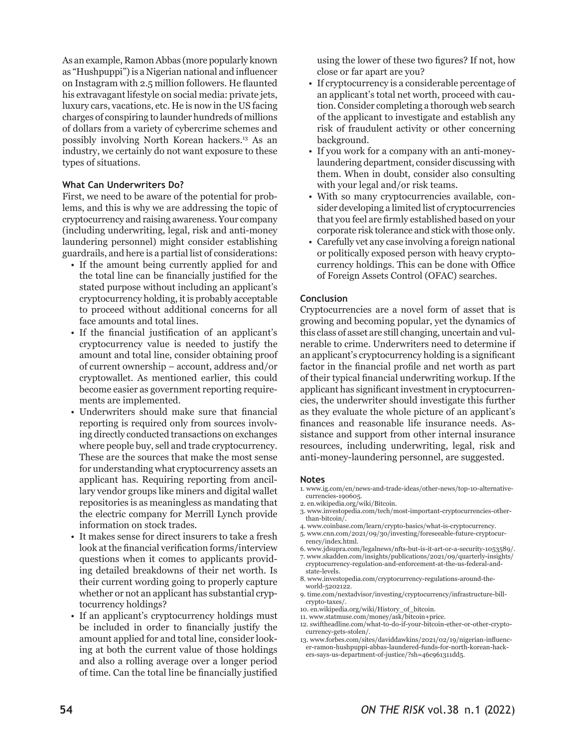As an example, Ramon Abbas (more popularly known as "Hushpuppi") is a Nigerian national and influencer on Instagram with 2.5 million followers. He flaunted his extravagant lifestyle on social media: private jets, luxury cars, vacations, etc. He is now in the US facing charges of conspiring to launder hundreds of millions of dollars from a variety of cybercrime schemes and possibly involving North Korean hackers.[13] As an industry, we certainly do not want exposure to these types of situations.

### What Can Underwriters Do?

First, we need to be aware of the potential for problems, and this is why we are addressing the topic of cryptocurrency and raising awareness. Your company (including underwriting, legal, risk and anti-money laundering personnel) might consider establishing guardrails, and here is a partial list of considerations:

- If the amount being currently applied for and the total line can be financially justified for the stated purpose without including an applicant's cryptocurrency holding, it is probably acceptable to proceed without additional concerns for all face amounts and total lines.
- If the financial justification of an applicant's cryptocurrency value is needed to justify the amount and total line, consider obtaining proof of current ownership – account, address and/or cryptowallet. As mentioned earlier, this could become easier as government reporting requirements are implemented.
- Underwriters should make sure that financial reporting is required only from sources involving directly conducted transactions on exchanges where people buy, sell and trade cryptocurrency. These are the sources that make the most sense for understanding what cryptocurrency assets an applicant has. Requiring reporting from ancillary vendor groups like miners and digital wallet repositories is as meaningless as mandating that the electric company for Merrill Lynch provide information on stock trades.
- It makes sense for direct insurers to take a fresh look at the financial verification forms/interview questions when it comes to applicants providing detailed breakdowns of their net worth. Is their current wording going to properly capture whether or not an applicant has substantial cryptocurrency holdings?
- If an applicant's cryptocurrency holdings must be included in order to financially justify the amount applied for and total line, consider looking at both the current value of those holdings and also a rolling average over a longer period of time. Can the total line be financially justified using the lower of these two figures? If not, how close or far apart are you?
- If cryptocurrency is a considerable percentage of an applicant's total net worth, proceed with caution. Consider completing a thorough web search of the applicant to investigate and establish any risk of fraudulent activity or other concerning background.
- If you work for a company with an anti-money-laundering department, consider discussing with them. When in doubt, consider also consulting with your legal and/or risk teams.
- With so many cryptocurrencies available, consider developing a limited list of cryptocurrencies that you feel are firmly established based on your corporate risk tolerance and stick with those only.
- Carefully vet any case involving a foreign national or politically exposed person with heavy cryptocurrency holdings. This can be done with Office of Foreign Assets Control (OFAC) searches.

### Conclusion

Cryptocurrencies are a novel form of asset that is growing and becoming popular, yet the dynamics of this class of asset are still changing, uncertain and vulnerable to crime. Underwriters need to determine if an applicant's cryptocurrency holding is a significant factor in the financial profile and net worth as part of their typical financial underwriting workup. If the applicant has significant investment in cryptocurrencies, the underwriter should investigate this further as they evaluate the whole picture of an applicant's finances and reasonable life insurance needs. Assistance and support from other internal insurance resources, including underwriting, legal, risk and anti-money-laundering personnel, are suggested.

### Notes

1. www.ig.com/en/news-and-trade-ideas/other-news/top-10-alternative-currencies-190605.
2. en.wikipedia.org/wiki/Bitcoin.
3. www.investopedia.com/tech/most-important-cryptocurrencies-other-than-bitcoin/.
4. www.coinbase.com/learn/crypto-basics/what-is-cryptocurrency.
5. www.cnn.com/2021/09/30/investing/foreseeable-future-cryptocurrency/index.html.
6. www.jdsupra.com/legalnews/nfts-but-is-it-art-or-a-security-1053589/.
7. www.skadden.com/insights/publications/2021/09/quarterly-insights/cryptocurrency-regulation-and-enforcement-at-the-us-federal-and-state-levels.
8. www.investopedia.com/cryptocurrency-regulations-around-the-world-5202122.
9. time.com/nextadvisor/investing/cryptocurrency/infrastructure-bill-crypto-taxes/.
10. en.wikipedia.org/wiki/History_of_bitcoin.
11. www.statmuse.com/money/ask/bitcoin+price.
12. swiftheadline.com/what-to-do-if-your-bitcoin-ether-or-other-crypto-currency-gets-stolen/.
13. www.forbes.com/sites/daviddawkins/2021/02/19/nigerian-influencer-ramon-hushpuppi-abbas-laundered-funds-for-north-korean-hackers-says-us-department-of-justice/?sh=46c961311dd5.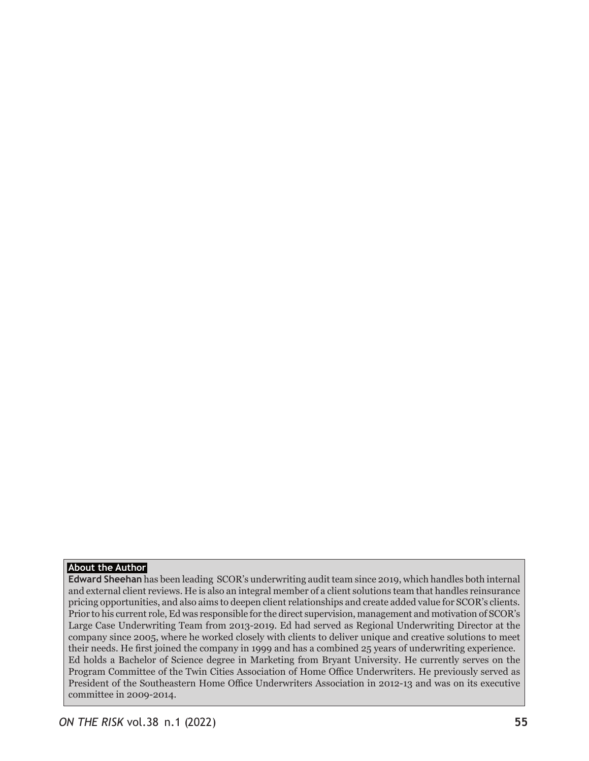**About the Author**

**Edward Sheehan** has been leading SCOR's underwriting audit team since 2019, which handles both internal and external client reviews. He is also an integral member of a client solutions team that handles reinsurance pricing opportunities, and also aims to deepen client relationships and create added value for SCOR's clients. Prior to his current role, Ed was responsible for the direct supervision, management and motivation of SCOR's Large Case Underwriting Team from 2013-2019. Ed had served as Regional Underwriting Director at the company since 2005, where he worked closely with clients to deliver unique and creative solutions to meet their needs. He first joined the company in 1999 and has a combined 25 years of underwriting experience.

Ed holds a Bachelor of Science degree in Marketing from Bryant University. He currently serves on the Program Committee of the Twin Cities Association of Home Office Underwriters. He previously served as President of the Southeastern Home Office Underwriters Association in 2012-13 and was on its executive committee in 2009-2014.